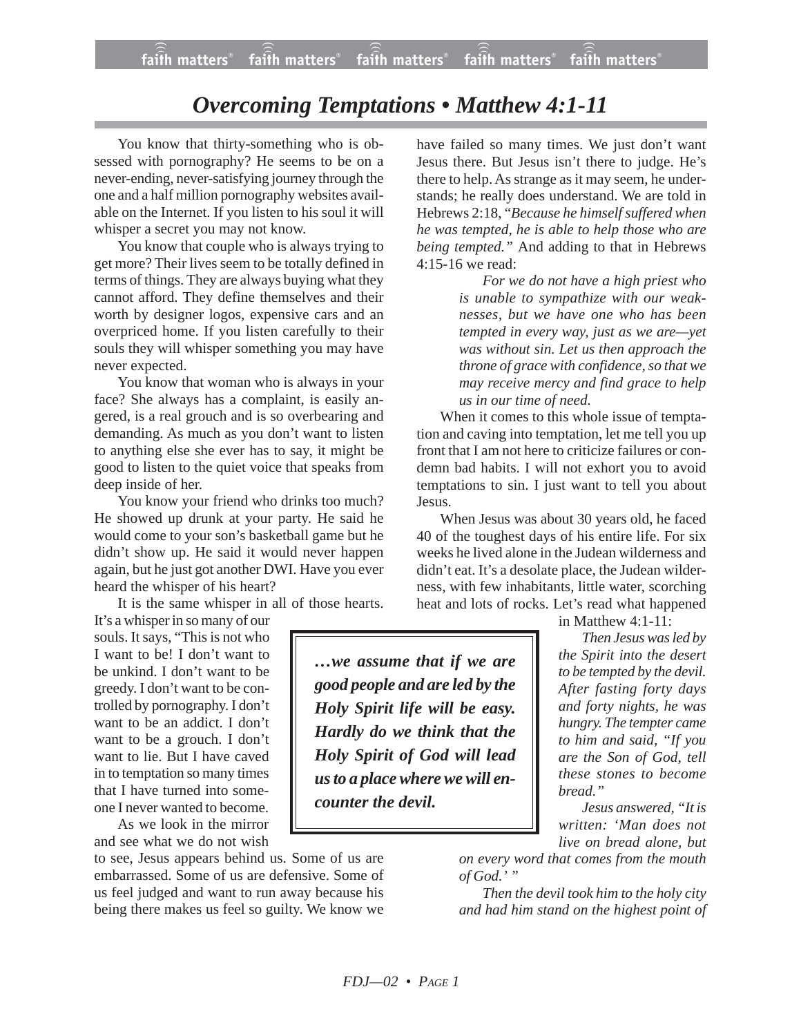# Overcoming Temptations • Matthew 4:1-11

You know that thirty-something who is obsessed with pornography? He seems to be on a never-ending, never-satisfying journey through the one and a half million pornography websites available on the Internet. If you listen to his soul it will whisper a secret you may not know.

You know that couple who is always trying to get more? Their lives seem to be totally defined in terms of things. They are always buying what they cannot afford. They define themselves and their worth by designer logos, expensive cars and an overpriced home. If you listen carefully to their souls they will whisper something you may have never expected.

You know that woman who is always in your face? She always has a complaint, is easily angered, is a real grouch and is so overbearing and demanding. As much as you don't want to listen to anything else she ever has to say, it might be good to listen to the quiet voice that speaks from deep inside of her.

You know your friend who drinks too much? He showed up drunk at your party. He said he would come to your son's basketball game but he didn't show up. He said it would never happen again, but he just got another DWI. Have you ever heard the whisper of his heart?

It is the same whisper in all of those hearts. It's a whisper in so many of our souls. It says, "This is not who I want to be! I don't want to be unkind. I don't want to be greedy. I don't want to be controlled by pornography. I don't want to be an addict. I don't want to be a grouch. I don't want to lie. But I have caved in to temptation so many times that I have turned into someone I never wanted to become.

As we look in the mirror and see what we do not wish to see, Jesus appears behind us. Some of us are embarrassed. Some of us are defensive. Some of us feel judged and want to run away because his being there makes us feel so guilty. We know we have failed so many times. We just don't want Jesus there. But Jesus isn't there to judge. He's there to help. As strange as it may seem, he understands; he really does understand. We are told in Hebrews 2:18, "*Because he himself suffered when he was tempted, he is able to help those who are being tempted.*" And adding to that in Hebrews 4:15-16 we read:

> *For we do not have a high priest who is unable to sympathize with our weaknesses, but we have one who has been tempted in every way, just as we are—yet was without sin. Let us then approach the throne of grace with confidence, so that we may receive mercy and find grace to help us in our time of need.*

When it comes to this whole issue of temptation and caving into temptation, let me tell you up front that I am not here to criticize failures or condemn bad habits. I will not exhort you to avoid temptations to sin. I just want to tell you about Jesus.

> ***…we assume that if we are good people and are led by the Holy Spirit life will be easy. Hardly do we think that the Holy Spirit of God will lead us to a place where we will encounter the devil.***

When Jesus was about 30 years old, he faced 40 of the toughest days of his entire life. For six weeks he lived alone in the Judean wilderness and didn't eat. It's a desolate place, the Judean wilderness, with few inhabitants, little water, scorching heat and lots of rocks. Let's read what happened in Matthew 4:1-11:

> *Then Jesus was led by the Spirit into the desert to be tempted by the devil. After fasting forty days and forty nights, he was hungry. The tempter came to him and said, "If you are the Son of God, tell these stones to become bread."*
>
> *Jesus answered, "It is written: 'Man does not live on bread alone, but on every word that comes from the mouth of God.' "*
>
> *Then the devil took him to the holy city and had him stand on the highest point of*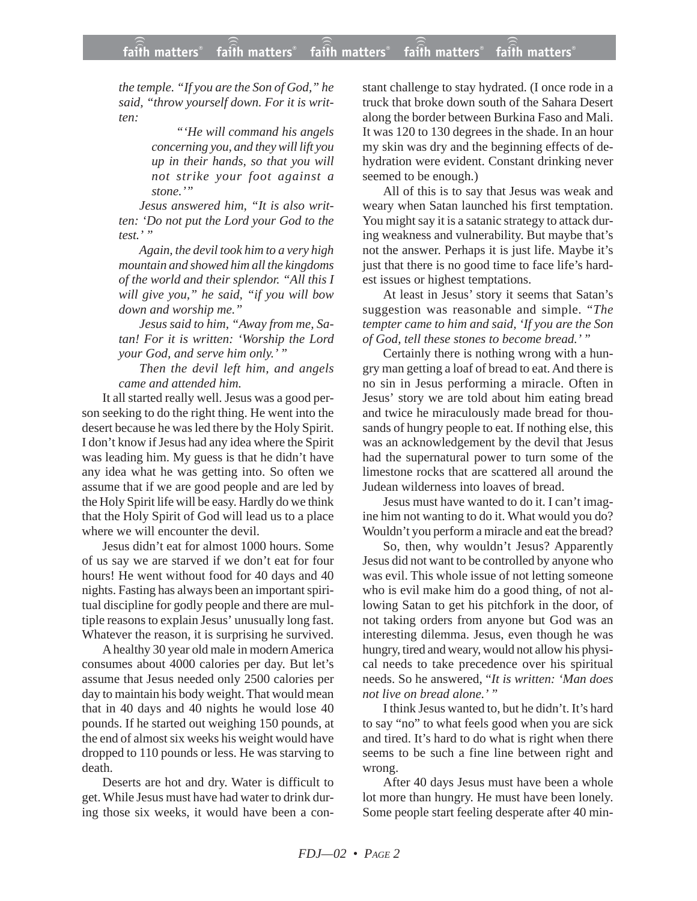*the temple. "If you are the Son of God," he said, "throw yourself down. For it is written:*

> *"'He will command his angels concerning you, and they will lift you up in their hands, so that you will not strike your foot against a stone.'"*

*Jesus answered him, "It is also written: 'Do not put the Lord your God to the test.' "*

*Again, the devil took him to a very high mountain and showed him all the kingdoms of the world and their splendor. "All this I will give you," he said, "if you will bow down and worship me."*

*Jesus said to him, "Away from me, Satan! For it is written: 'Worship the Lord your God, and serve him only.' "*

*Then the devil left him, and angels came and attended him.*

It all started really well. Jesus was a good person seeking to do the right thing. He went into the desert because he was led there by the Holy Spirit. I don't know if Jesus had any idea where the Spirit was leading him. My guess is that he didn't have any idea what he was getting into. So often we assume that if we are good people and are led by the Holy Spirit life will be easy. Hardly do we think that the Holy Spirit of God will lead us to a place where we will encounter the devil.

Jesus didn't eat for almost 1000 hours. Some of us say we are starved if we don't eat for four hours! He went without food for 40 days and 40 nights. Fasting has always been an important spiritual discipline for godly people and there are multiple reasons to explain Jesus' unusually long fast. Whatever the reason, it is surprising he survived.

A healthy 30 year old male in modern America consumes about 4000 calories per day. But let's assume that Jesus needed only 2500 calories per day to maintain his body weight. That would mean that in 40 days and 40 nights he would lose 40 pounds. If he started out weighing 150 pounds, at the end of almost six weeks his weight would have dropped to 110 pounds or less. He was starving to death.

Deserts are hot and dry. Water is difficult to get. While Jesus must have had water to drink during those six weeks, it would have been a constant challenge to stay hydrated. (I once rode in a truck that broke down south of the Sahara Desert along the border between Burkina Faso and Mali. It was 120 to 130 degrees in the shade. In an hour my skin was dry and the beginning effects of dehydration were evident. Constant drinking never seemed to be enough.)

All of this is to say that Jesus was weak and weary when Satan launched his first temptation. You might say it is a satanic strategy to attack during weakness and vulnerability. But maybe that's not the answer. Perhaps it is just life. Maybe it's just that there is no good time to face life's hardest issues or highest temptations.

At least in Jesus' story it seems that Satan's suggestion was reasonable and simple. "*The tempter came to him and said, 'If you are the Son of God, tell these stones to become bread.' "*

Certainly there is nothing wrong with a hungry man getting a loaf of bread to eat. And there is no sin in Jesus performing a miracle. Often in Jesus' story we are told about him eating bread and twice he miraculously made bread for thousands of hungry people to eat. If nothing else, this was an acknowledgement by the devil that Jesus had the supernatural power to turn some of the limestone rocks that are scattered all around the Judean wilderness into loaves of bread.

Jesus must have wanted to do it. I can't imagine him not wanting to do it. What would you do? Wouldn't you perform a miracle and eat the bread?

So, then, why wouldn't Jesus? Apparently Jesus did not want to be controlled by anyone who was evil. This whole issue of not letting someone who is evil make him do a good thing, of not allowing Satan to get his pitchfork in the door, of not taking orders from anyone but God was an interesting dilemma. Jesus, even though he was hungry, tired and weary, would not allow his physical needs to take precedence over his spiritual needs. So he answered, "*It is written: 'Man does not live on bread alone.' "*

I think Jesus wanted to, but he didn't. It's hard to say "no" to what feels good when you are sick and tired. It's hard to do what is right when there seems to be such a fine line between right and wrong.

After 40 days Jesus must have been a whole lot more than hungry. He must have been lonely. Some people start feeling desperate after 40 min-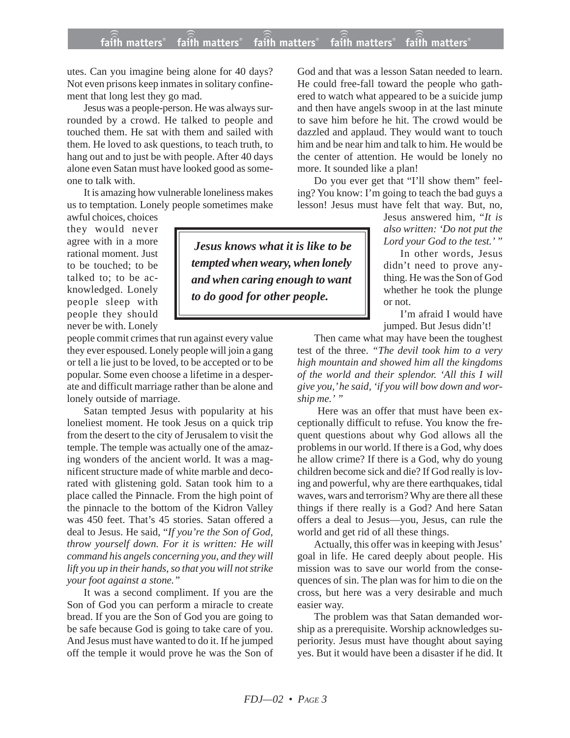utes. Can you imagine being alone for 40 days? Not even prisons keep inmates in solitary confinement that long lest they go mad.

Jesus was a people-person. He was always surrounded by a crowd. He talked to people and touched them. He sat with them and sailed with them. He loved to ask questions, to teach truth, to hang out and to just be with people. After 40 days alone even Satan must have looked good as someone to talk with.

It is amazing how vulnerable loneliness makes us to temptation. Lonely people sometimes make awful choices, choices they would never agree with in a more rational moment. Just to be touched; to be talked to; to be acknowledged. Lonely people sleep with people they should never be with. Lonely people commit crimes that run against every value they ever espoused. Lonely people will join a gang or tell a lie just to be loved, to be accepted or to be popular. Some even choose a lifetime in a desperate and difficult marriage rather than be alone and lonely outside of marriage.

> ***Jesus knows what it is like to be tempted when weary, when lonely and when caring enough to want to do good for other people.***

Satan tempted Jesus with popularity at his loneliest moment. He took Jesus on a quick trip from the desert to the city of Jerusalem to visit the temple. The temple was actually one of the amazing wonders of the ancient world. It was a magnificent structure made of white marble and decorated with glistening gold. Satan took him to a place called the Pinnacle. From the high point of the pinnacle to the bottom of the Kidron Valley was 450 feet. That's 45 stories. Satan offered a deal to Jesus. He said, "*If you're the Son of God, throw yourself down. For it is written: He will command his angels concerning you, and they will lift you up in their hands, so that you will not strike your foot against a stone.*"

It was a second compliment. If you are the Son of God you can perform a miracle to create bread. If you are the Son of God you are going to be safe because God is going to take care of you. And Jesus must have wanted to do it. If he jumped off the temple it would prove he was the Son of God and that was a lesson Satan needed to learn. He could free-fall toward the people who gathered to watch what appeared to be a suicide jump and then have angels swoop in at the last minute to save him before he hit. The crowd would be dazzled and applaud. They would want to touch him and be near him and talk to him. He would be the center of attention. He would be lonely no more. It sounded like a plan!

Do you ever get that "I'll show them" feeling? You know: I'm going to teach the bad guys a lesson! Jesus must have felt that way. But, no, Jesus answered him, "*It is also written: 'Do not put the Lord your God to the test.'* "

In other words, Jesus didn't need to prove anything. He was the Son of God whether he took the plunge or not.

I'm afraid I would have jumped. But Jesus didn't!

Then came what may have been the toughest test of the three. "*The devil took him to a very high mountain and showed him all the kingdoms of the world and their splendor. 'All this I will give you,' he said, 'if you will bow down and worship me.'* "

Here was an offer that must have been exceptionally difficult to refuse. You know the frequent questions about why God allows all the problems in our world. If there is a God, why does he allow crime? If there is a God, why do young children become sick and die? If God really is loving and powerful, why are there earthquakes, tidal waves, wars and terrorism? Why are there all these things if there really is a God? And here Satan offers a deal to Jesus—you, Jesus, can rule the world and get rid of all these things.

Actually, this offer was in keeping with Jesus' goal in life. He cared deeply about people. His mission was to save our world from the consequences of sin. The plan was for him to die on the cross, but here was a very desirable and much easier way.

The problem was that Satan demanded worship as a prerequisite. Worship acknowledges superiority. Jesus must have thought about saying yes. But it would have been a disaster if he did. It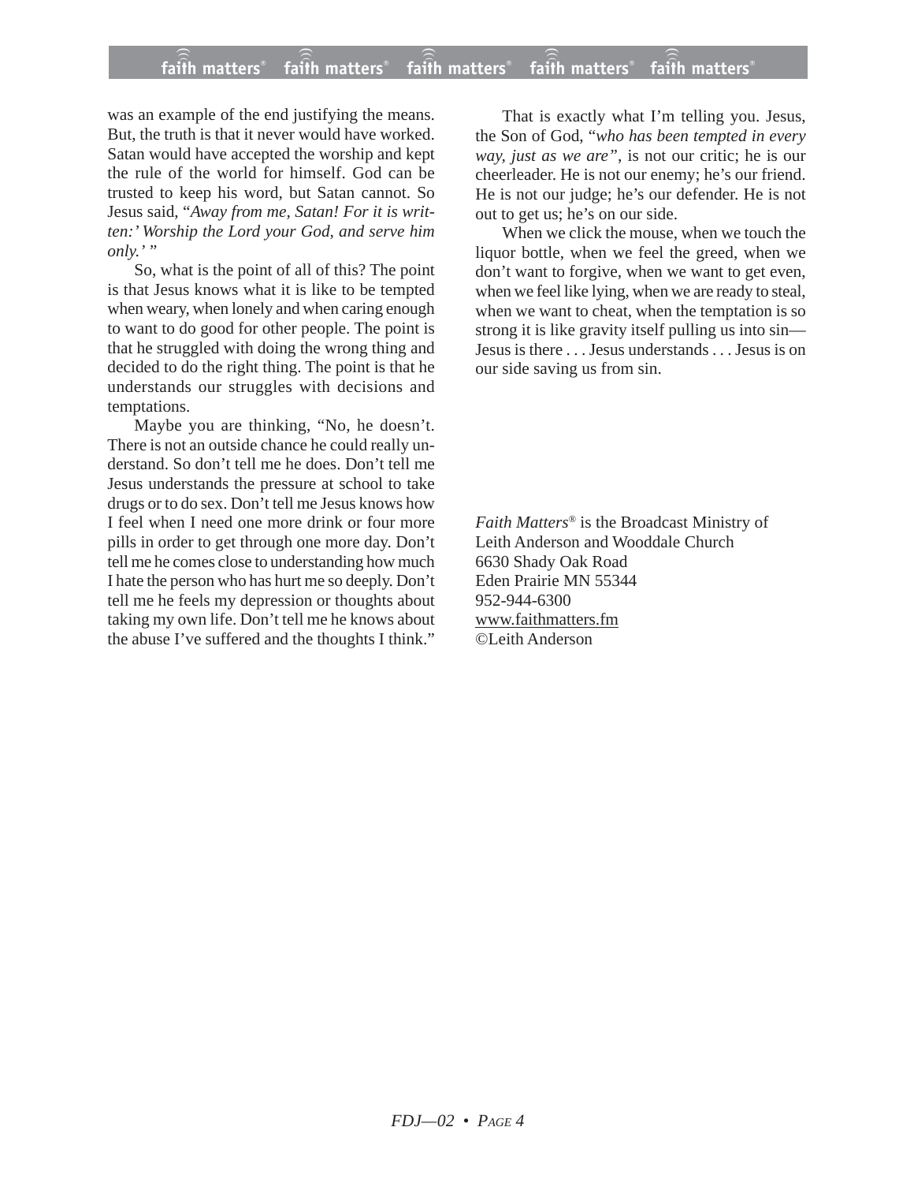was an example of the end justifying the means. But, the truth is that it never would have worked. Satan would have accepted the worship and kept the rule of the world for himself. God can be trusted to keep his word, but Satan cannot. So Jesus said, "*Away from me, Satan! For it is written:' Worship the Lord your God, and serve him only.'* "

So, what is the point of all of this? The point is that Jesus knows what it is like to be tempted when weary, when lonely and when caring enough to want to do good for other people. The point is that he struggled with doing the wrong thing and decided to do the right thing. The point is that he understands our struggles with decisions and temptations.

Maybe you are thinking, "No, he doesn't. There is not an outside chance he could really understand. So don't tell me he does. Don't tell me Jesus understands the pressure at school to take drugs or to do sex. Don't tell me Jesus knows how I feel when I need one more drink or four more pills in order to get through one more day. Don't tell me he comes close to understanding how much I hate the person who has hurt me so deeply. Don't tell me he feels my depression or thoughts about taking my own life. Don't tell me he knows about the abuse I've suffered and the thoughts I think."

That is exactly what I'm telling you. Jesus, the Son of God, "*who has been tempted in every way, just as we are"*, is not our critic; he is our cheerleader. He is not our enemy; he's our friend. He is not our judge; he's our defender. He is not out to get us; he's on our side.

When we click the mouse, when we touch the liquor bottle, when we feel the greed, when we don't want to forgive, when we want to get even, when we feel like lying, when we are ready to steal, when we want to cheat, when the temptation is so strong it is like gravity itself pulling us into sin—Jesus is there . . . Jesus understands . . . Jesus is on our side saving us from sin.

*Faith Matters*® is the Broadcast Ministry of
Leith Anderson and Wooddale Church
6630 Shady Oak Road
Eden Prairie MN 55344
952-944-6300
www.faithmatters.fm
©Leith Anderson